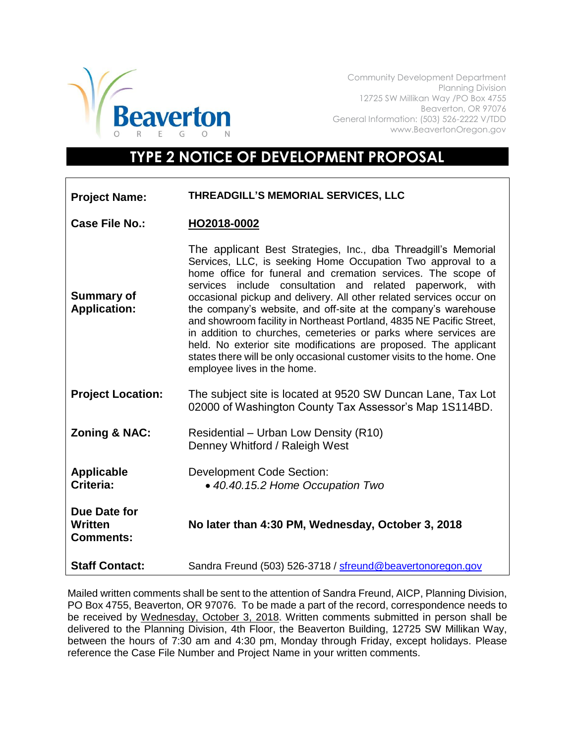Beaverton OREGON

Community Development Department
Planning Division
12725 SW Millikan Way /PO Box 4755
Beaverton, OR 97076
General Information: (503) 526-2222 V/TDD
www.BeavertonOregon.gov

# TYPE 2 NOTICE OF DEVELOPMENT PROPOSAL

| | |
|---|---|
| **Project Name:** | **THREADGILL'S MEMORIAL SERVICES, LLC** |
| **Case File No.:** | **HO2018-0002** |
| **Summary of Application:** | The applicant Best Strategies, Inc., dba Threadgill's Memorial Services, LLC, is seeking Home Occupation Two approval to a home office for funeral and cremation services. The scope of services include consultation and related paperwork, with occasional pickup and delivery. All other related services occur on the company's website, and off-site at the company's warehouse and showroom facility in Northeast Portland, 4835 NE Pacific Street, in addition to churches, cemeteries or parks where services are held. No exterior site modifications are proposed. The applicant states there will be only occasional customer visits to the home. One employee lives in the home. |
| **Project Location:** | The subject site is located at 9520 SW Duncan Lane, Tax Lot 02000 of Washington County Tax Assessor's Map 1S114BD. |
| **Zoning & NAC:** | Residential – Urban Low Density (R10)<br>Denney Whitford / Raleigh West |
| **Applicable Criteria:** | Development Code Section:<br>• *40.40.15.2 Home Occupation Two* |
| **Due Date for Written Comments:** | **No later than 4:30 PM, Wednesday, October 3, 2018** |
| **Staff Contact:** | Sandra Freund (503) 526-3718 / sfreund@beavertonoregon.gov |

Mailed written comments shall be sent to the attention of Sandra Freund, AICP, Planning Division, PO Box 4755, Beaverton, OR 97076. To be made a part of the record, correspondence needs to be received by Wednesday, October 3, 2018. Written comments submitted in person shall be delivered to the Planning Division, 4th Floor, the Beaverton Building, 12725 SW Millikan Way, between the hours of 7:30 am and 4:30 pm, Monday through Friday, except holidays. Please reference the Case File Number and Project Name in your written comments.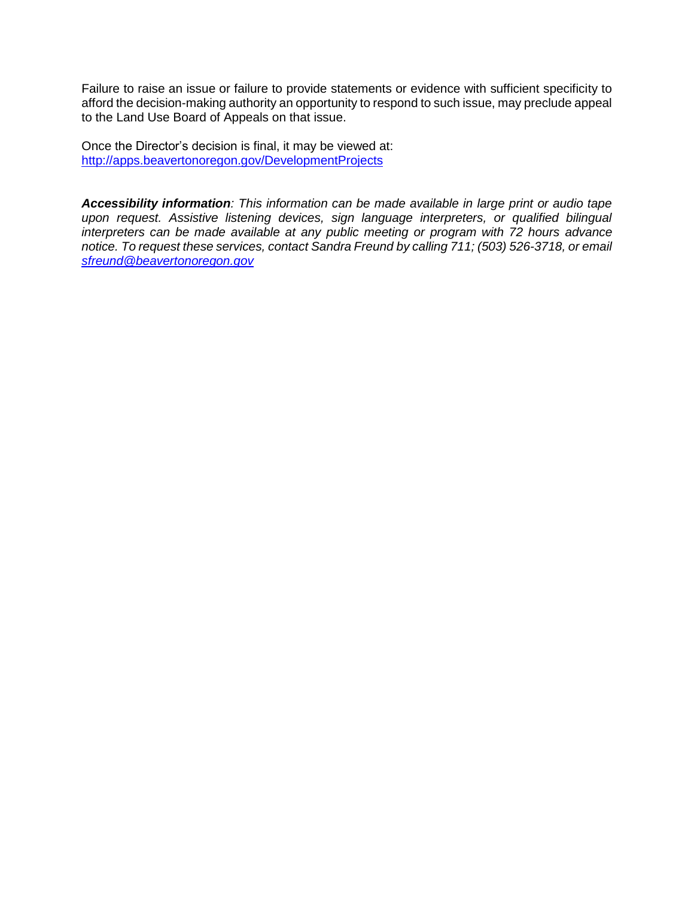Failure to raise an issue or failure to provide statements or evidence with sufficient specificity to afford the decision-making authority an opportunity to respond to such issue, may preclude appeal to the Land Use Board of Appeals on that issue.

Once the Director's decision is final, it may be viewed at:
[http://apps.beavertonoregon.gov/DevelopmentProjects](http://apps.beavertonoregon.gov/DevelopmentProjects)

***Accessibility information****: This information can be made available in large print or audio tape upon request. Assistive listening devices, sign language interpreters, or qualified bilingual interpreters can be made available at any public meeting or program with 72 hours advance notice. To request these services, contact Sandra Freund by calling 711; (503) 526-3718, or email [sfreund@beavertonoregon.gov](mailto:sfreund@beavertonoregon.gov)*